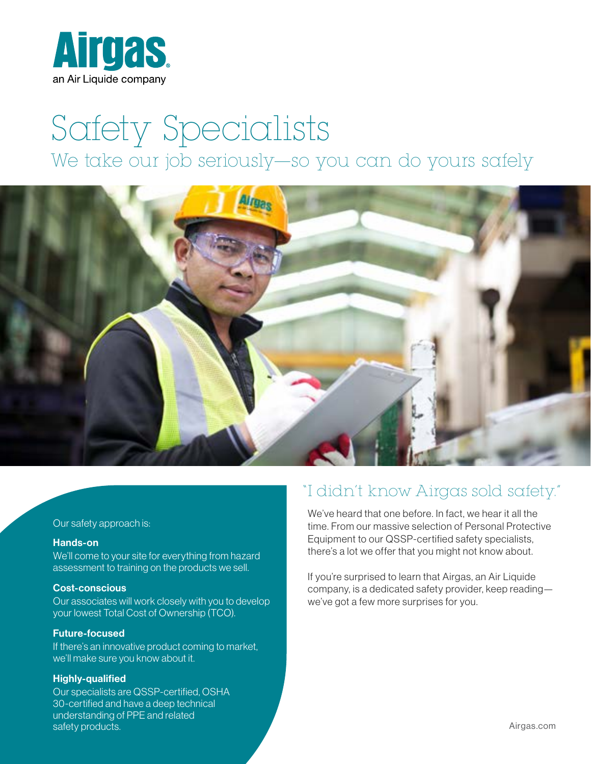Airgas
an Air Liquide company

# Safety Specialists

## We take our job seriously—so you can do yours safely

## "I didn't know Airgas sold safety."

We've heard that one before. In fact, we hear it all the time. From our massive selection of Personal Protective Equipment to our QSSP-certified safety specialists, there's a lot we offer that you might not know about.

If you're surprised to learn that Airgas, an Air Liquide company, is a dedicated safety provider, keep reading—we've got a few more surprises for you.

Our safety approach is:

**Hands-on**
We'll come to your site for everything from hazard assessment to training on the products we sell.

**Cost-conscious**
Our associates will work closely with you to develop your lowest Total Cost of Ownership (TCO).

**Future-focused**
If there's an innovative product coming to market, we'll make sure you know about it.

**Highly-qualified**
Our specialists are QSSP-certified, OSHA 30-certified and have a deep technical understanding of PPE and related safety products.

Airgas.com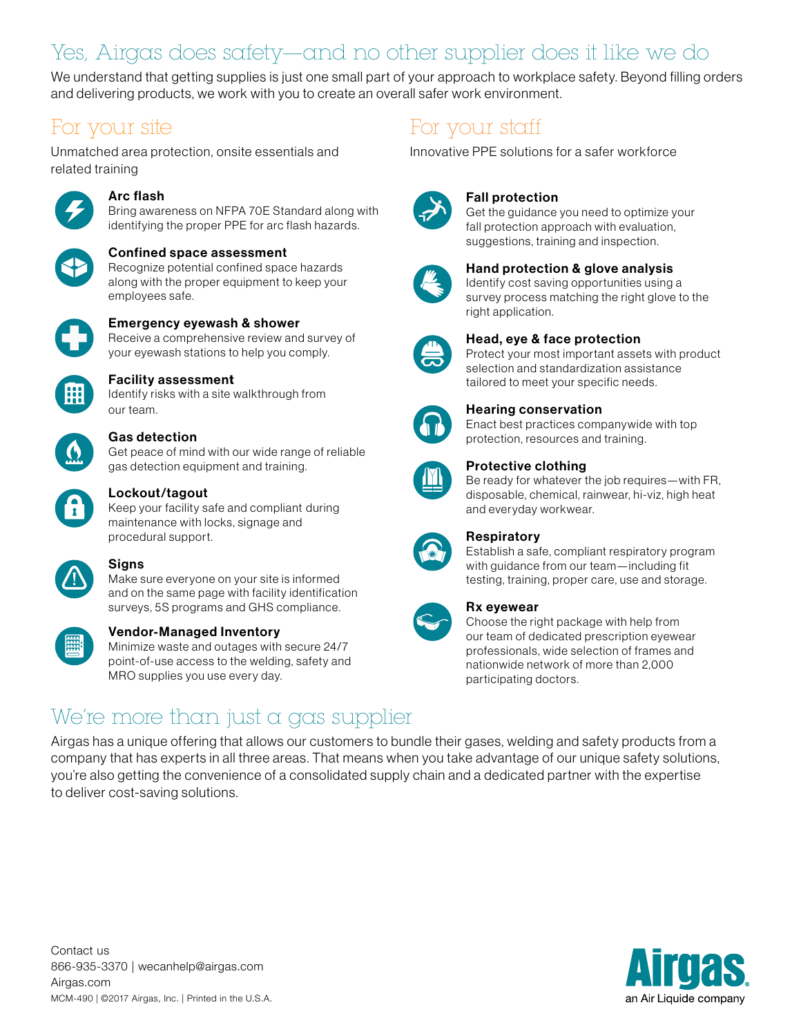# Yes, Airgas does safety—and no other supplier does it like we do

We understand that getting supplies is just one small part of your approach to workplace safety. Beyond filling orders and delivering products, we work with you to create an overall safer work environment.

## For your site

Unmatched area protection, onsite essentials and related training

**Arc flash**
Bring awareness on NFPA 70E Standard along with identifying the proper PPE for arc flash hazards.

**Confined space assessment**
Recognize potential confined space hazards along with the proper equipment to keep your employees safe.

**Emergency eyewash & shower**
Receive a comprehensive review and survey of your eyewash stations to help you comply.

**Facility assessment**
Identify risks with a site walkthrough from our team.

**Gas detection**
Get peace of mind with our wide range of reliable gas detection equipment and training.

**Lockout/tagout**
Keep your facility safe and compliant during maintenance with locks, signage and procedural support.

**Signs**
Make sure everyone on your site is informed and on the same page with facility identification surveys, 5S programs and GHS compliance.

**Vendor-Managed Inventory**
Minimize waste and outages with secure 24/7 point-of-use access to the welding, safety and MRO supplies you use every day.

## For your staff

Innovative PPE solutions for a safer workforce

**Fall protection**
Get the guidance you need to optimize your fall protection approach with evaluation, suggestions, training and inspection.

**Hand protection & glove analysis**
Identify cost saving opportunities using a survey process matching the right glove to the right application.

**Head, eye & face protection**
Protect your most important assets with product selection and standardization assistance tailored to meet your specific needs.

**Hearing conservation**
Enact best practices companywide with top protection, resources and training.

**Protective clothing**
Be ready for whatever the job requires—with FR, disposable, chemical, rainwear, hi-viz, high heat and everyday workwear.

**Respiratory**
Establish a safe, compliant respiratory program with guidance from our team—including fit testing, training, proper care, use and storage.

**Rx eyewear**
Choose the right package with help from our team of dedicated prescription eyewear professionals, wide selection of frames and nationwide network of more than 2,000 participating doctors.

## We're more than just a gas supplier

Airgas has a unique offering that allows our customers to bundle their gases, welding and safety products from a company that has experts in all three areas. That means when you take advantage of our unique safety solutions, you're also getting the convenience of a consolidated supply chain and a dedicated partner with the expertise to deliver cost-saving solutions.

Contact us
866-935-3370 | wecanhelp@airgas.com
Airgas.com
MCM-490 | ©2017 Airgas, Inc. | Printed in the U.S.A.

Airgas
an Air Liquide company